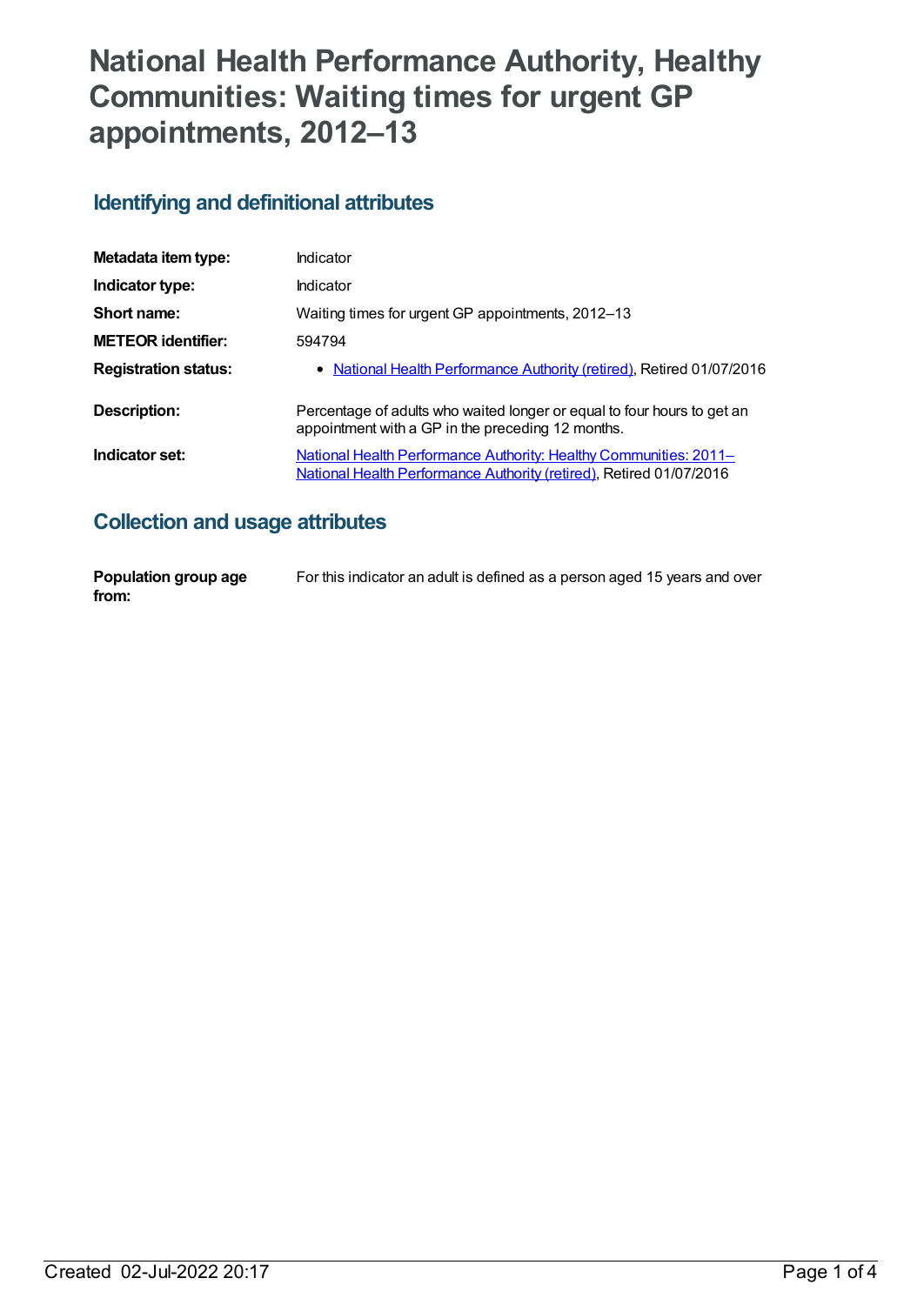# National Health Performance Authority, Healthy Communities: Waiting times for urgent GP appointments, 2012–13

## Identifying and definitional attributes

| | |
|---|---|
| **Metadata item type:** | Indicator |
| **Indicator type:** | Indicator |
| **Short name:** | Waiting times for urgent GP appointments, 2012–13 |
| **METEOR identifier:** | 594794 |
| **Registration status:** | • National Health Performance Authority (retired), Retired 01/07/2016 |
| **Description:** | Percentage of adults who waited longer or equal to four hours to get an appointment with a GP in the preceding 12 months. |
| **Indicator set:** | National Health Performance Authority: Healthy Communities: 2011– National Health Performance Authority (retired), Retired 01/07/2016 |

## Collection and usage attributes

| | |
|---|---|
| **Population group age from:** | For this indicator an adult is defined as a person aged 15 years and over |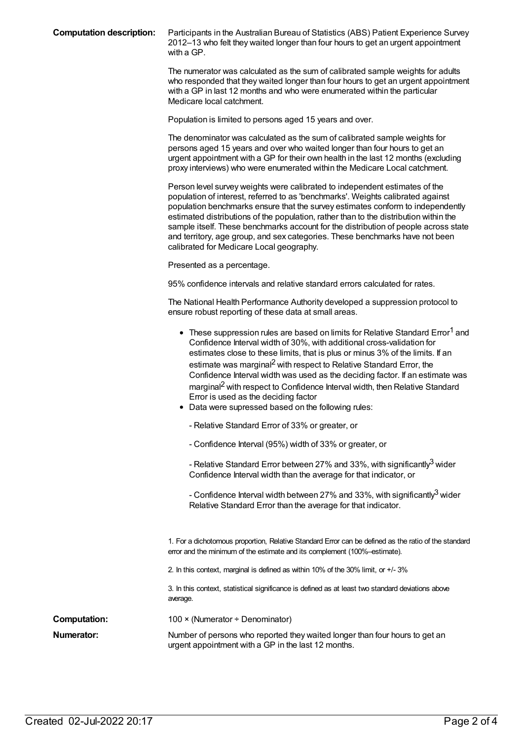**Computation description:** Participants in the Australian Bureau of Statistics (ABS) Patient Experience Survey 2012–13 who felt they waited longer than four hours to get an urgent appointment with a GP.

The numerator was calculated as the sum of calibrated sample weights for adults who responded that they waited longer than four hours to get an urgent appointment with a GP in last 12 months and who were enumerated within the particular Medicare local catchment.

Population is limited to persons aged 15 years and over.

The denominator was calculated as the sum of calibrated sample weights for persons aged 15 years and over who waited longer than four hours to get an urgent appointment with a GP for their own health in the last 12 months (excluding proxy interviews) who were enumerated within the Medicare Local catchment.

Person level survey weights were calibrated to independent estimates of the population of interest, referred to as 'benchmarks'. Weights calibrated against population benchmarks ensure that the survey estimates conform to independently estimated distributions of the population, rather than to the distribution within the sample itself. These benchmarks account for the distribution of people across state and territory, age group, and sex categories. These benchmarks have not been calibrated for Medicare Local geography.

Presented as a percentage.

95% confidence intervals and relative standard errors calculated for rates.

The National Health Performance Authority developed a suppression protocol to ensure robust reporting of these data at small areas.

- These suppression rules are based on limits for Relative Standard Error[1] and Confidence Interval width of 30%, with additional cross-validation for estimates close to these limits, that is plus or minus 3% of the limits. If an estimate was marginal[2] with respect to Relative Standard Error, the Confidence Interval width was used as the deciding factor. If an estimate was marginal[2] with respect to Confidence Interval width, then Relative Standard Error is used as the deciding factor
- Data were supressed based on the following rules:

  - Relative Standard Error of 33% or greater, or

  - Confidence Interval (95%) width of 33% or greater, or

  - Relative Standard Error between 27% and 33%, with significantly[3] wider Confidence Interval width than the average for that indicator, or

  - Confidence Interval width between 27% and 33%, with significantly[3] wider Relative Standard Error than the average for that indicator.

1. For a dichotomous proportion, Relative Standard Error can be defined as the ratio of the standard error and the minimum of the estimate and its complement (100%–estimate).

2. In this context, marginal is defined as within 10% of the 30% limit, or +/- 3%

3. In this context, statistical significance is defined as at least two standard deviations above average.

**Computation:** 100 × (Numerator ÷ Denominator)

**Numerator:** Number of persons who reported they waited longer than four hours to get an urgent appointment with a GP in the last 12 months.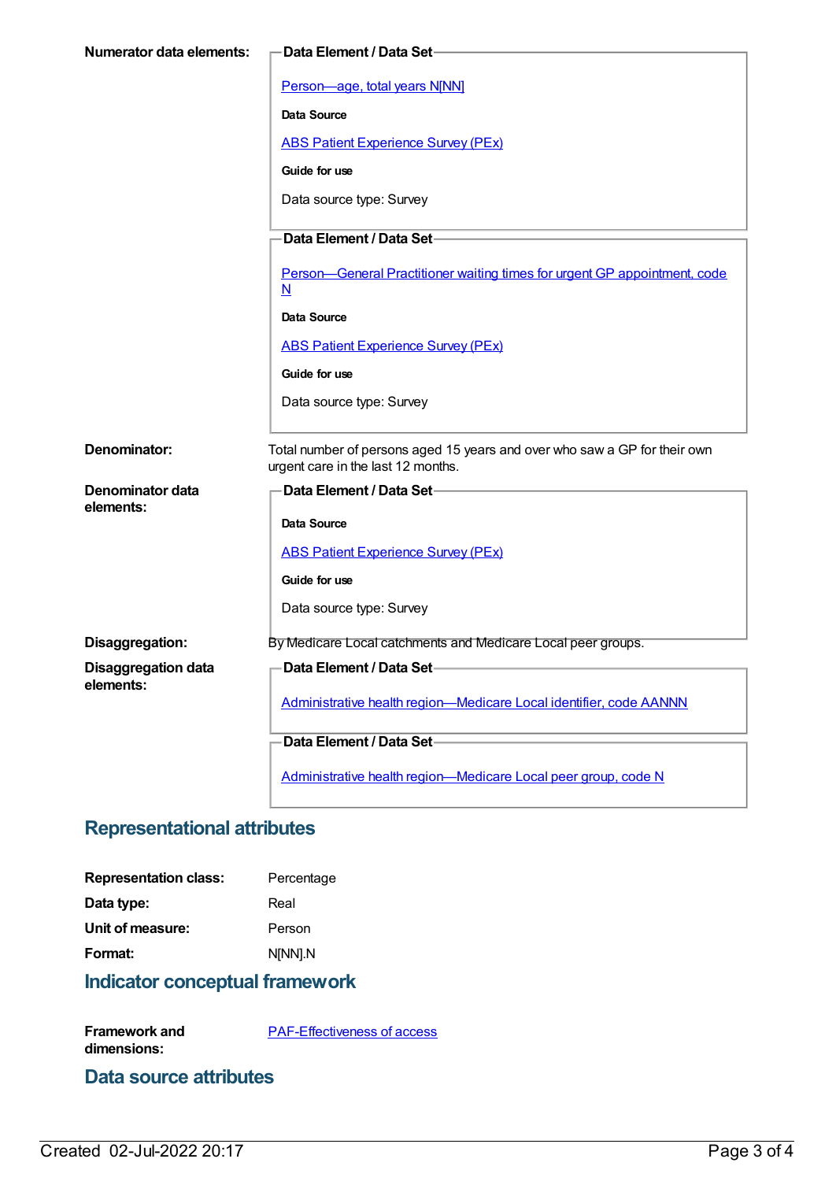**Numerator data elements:**

**Data Element / Data Set**

Person—age, total years N[NN]

**Data Source**

ABS Patient Experience Survey (PEx)

**Guide for use**

Data source type: Survey

**Data Element / Data Set**

Person—General Practitioner waiting times for urgent GP appointment, code N

**Data Source**

ABS Patient Experience Survey (PEx)

**Guide for use**

Data source type: Survey

**Denominator:** Total number of persons aged 15 years and over who saw a GP for their own urgent care in the last 12 months.

**Denominator data elements:**

**Data Element / Data Set**

**Data Source**

ABS Patient Experience Survey (PEx)

**Guide for use**

Data source type: Survey

**Disaggregation:** By Medicare Local catchments and Medicare Local peer groups.

**Disaggregation data elements:**

**Data Element / Data Set**

Administrative health region—Medicare Local identifier, code AANNN

**Data Element / Data Set**

Administrative health region—Medicare Local peer group, code N

## Representational attributes

**Representation class:** Percentage

**Data type:** Real

**Unit of measure:** Person

**Format:** N[NN].N

## Indicator conceptual framework

**Framework and dimensions:** PAF-Effectiveness of access

## Data source attributes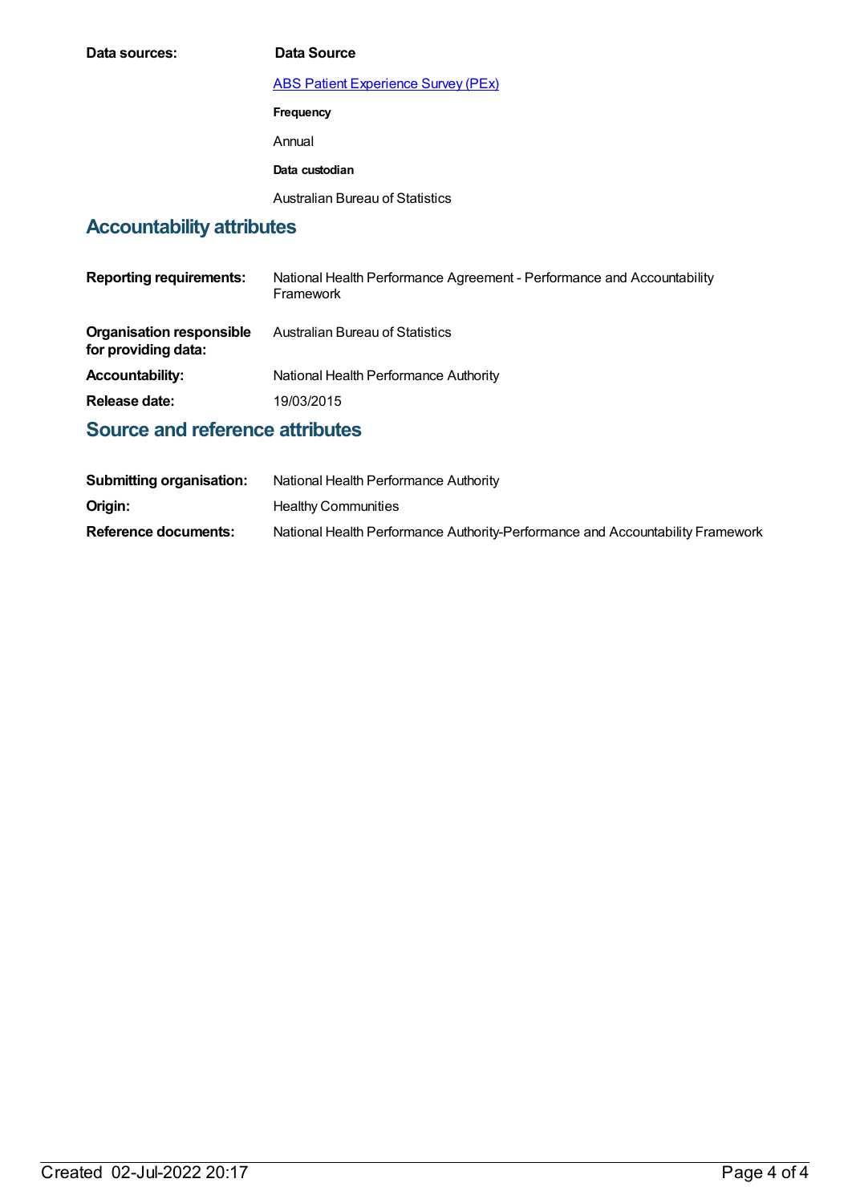**Data sources:**

**Data Source**

[ABS Patient Experience Survey (PEx)]

**Frequency**

Annual

**Data custodian**

Australian Bureau of Statistics

## Accountability attributes

**Reporting requirements:** National Health Performance Agreement - Performance and Accountability Framework

**Organisation responsible for providing data:** Australian Bureau of Statistics

**Accountability:** National Health Performance Authority

**Release date:** 19/03/2015

## Source and reference attributes

**Submitting organisation:** National Health Performance Authority

**Origin:** Healthy Communities

**Reference documents:** National Health Performance Authority-Performance and Accountability Framework